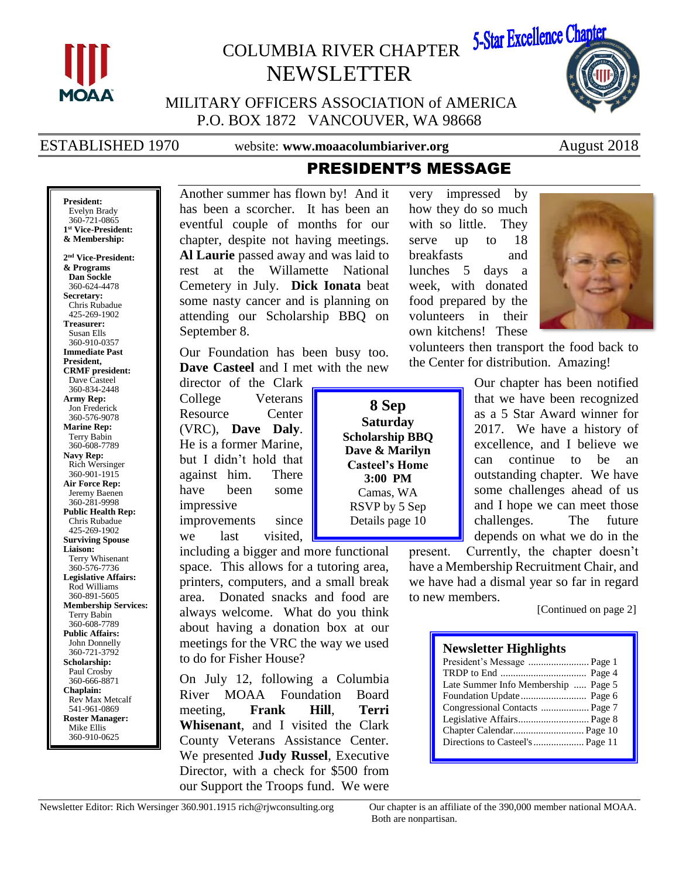# COLUMBIA RIVER CHAPTER NEWSLETTER

5-Star Excellence Chapter

MILITARY OFFICERS ASSOCIATION of AMERICA
P.O. BOX 1872 VANCOUVER, WA 98668

ESTABLISHED 1970 website: **www.moaacolumbiariver.org** August 2018

**President:** Evelyn Brady 360-721-0865
**1st Vice-President: & Membership:**
**2nd Vice-President: & Programs** Dan Sockle 360-624-4478
**Secretary:** Chris Rubadue 425-269-1902
**Treasurer:** Susan Ells 360-910-0357
**Immediate Past President, CRMF president:** Dave Casteel 360-834-2448
**Army Rep:** Jon Frederick 360-576-9078
**Marine Rep:** Terry Babin 360-608-7789
**Navy Rep:** Rich Wersinger 360-901-1915
**Air Force Rep:** Jeremy Baenen 360-281-9998
**Public Health Rep:** Chris Rubadue 425-269-1902
**Surviving Spouse Liaison:** Terry Whisenant 360-576-7736
**Legislative Affairs:** Rod Williams 360-891-5605
**Membership Services:** Terry Babin 360-608-7789
**Public Affairs:** John Donnelly 360-721-3792
**Scholarship:** Paul Crosby 360-666-8871
**Chaplain:** Rev Max Metcalf 541-961-0869
**Roster Manager:** Mike Ellis 360-910-0625

## PRESIDENT'S MESSAGE

Another summer has flown by! And it has been a scorcher. It has been an eventful couple of months for our chapter, despite not having meetings. **Al Laurie** passed away and was laid to rest at the Willamette National Cemetery in July. **Dick Ionata** beat some nasty cancer and is planning on attending our Scholarship BBQ on September 8.

Our Foundation has been busy too. **Dave Casteel** and I met with the new director of the Clark College Veterans Resource Center (VRC), **Dave Daly**. He is a former Marine, but I didn't hold that against him. There have been some impressive improvements since we last visited, including a bigger and more functional space. This allows for a tutoring area, printers, computers, and a small break area. Donated snacks and food are always welcome. What do you think about having a donation box at our meetings for the VRC the way we used to do for Fisher House?

On July 12, following a Columbia River MOAA Foundation Board meeting, **Frank Hill**, **Terri Whisenant**, and I visited the Clark County Veterans Assistance Center. We presented **Judy Russel**, Executive Director, with a check for $500 from our Support the Troops fund. We were very impressed by how they do so much with so little. They serve up to 18 breakfasts and lunches 5 days a week, with donated food prepared by the volunteers in their own kitchens! These volunteers then transport the food back to the Center for distribution. Amazing!

> **8 Sep**
> **Saturday**
> **Scholarship BBQ**
> **Dave & Marilyn Casteel's Home**
> **3:00 PM**
> Camas, WA
> RSVP by 5 Sep
> Details page 10

Our chapter has been notified that we have been recognized as a 5 Star Award winner for 2017. We have a history of excellence, and I believe we can continue to be an outstanding chapter. We have some challenges ahead of us and I hope we can meet those challenges. The future depends on what we do in the present. Currently, the chapter doesn't have a Membership Recruitment Chair, and we have had a dismal year so far in regard to new members.

[Continued on page 2]

### Newsletter Highlights

| | |
|---|---|
| President's Message | Page 1 |
| TRDP to End | Page 4 |
| Late Summer Info Membership | Page 5 |
| Foundation Update | Page 6 |
| Congressional Contacts | Page 7 |
| Legislative Affairs | Page 8 |
| Chapter Calendar | Page 10 |
| Directions to Casteel's | Page 11 |

Newsletter Editor: Rich Wersinger 360.901.1915 rich@rjwconsulting.org

Our chapter is an affiliate of the 390,000 member national MOAA. Both are nonpartisan.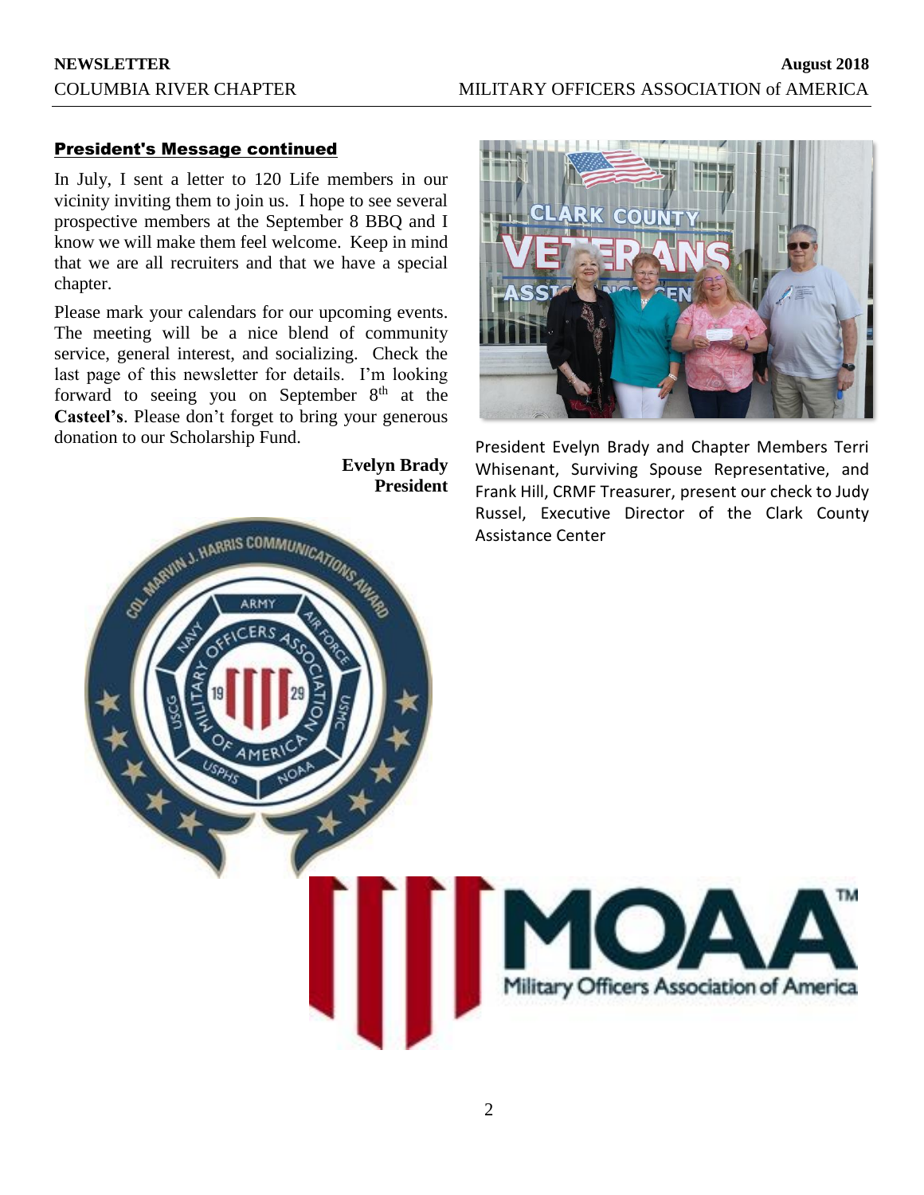## President's Message continued

In July, I sent a letter to 120 Life members in our vicinity inviting them to join us. I hope to see several prospective members at the September 8 BBQ and I know we will make them feel welcome. Keep in mind that we are all recruiters and that we have a special chapter.

Please mark your calendars for our upcoming events. The meeting will be a nice blend of community service, general interest, and socializing. Check the last page of this newsletter for details. I'm looking forward to seeing you on September 8th at the **Casteel's**. Please don't forget to bring your generous donation to our Scholarship Fund.

**Evelyn Brady**
**President**

President Evelyn Brady and Chapter Members Terri Whisenant, Surviving Spouse Representative, and Frank Hill, CRMF Treasurer, present our check to Judy Russel, Executive Director of the Clark County Assistance Center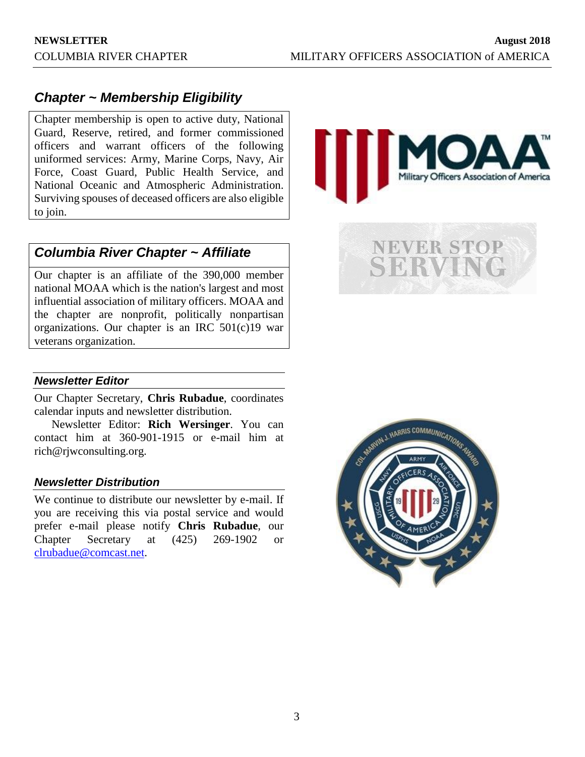## *Chapter ~ Membership Eligibility*

Chapter membership is open to active duty, National Guard, Reserve, retired, and former commissioned officers and warrant officers of the following uniformed services: Army, Marine Corps, Navy, Air Force, Coast Guard, Public Health Service, and National Oceanic and Atmospheric Administration. Surviving spouses of deceased officers are also eligible to join.

## *Columbia River Chapter ~ Affiliate*

Our chapter is an affiliate of the 390,000 member national MOAA which is the nation's largest and most influential association of military officers. MOAA and the chapter are nonprofit, politically nonpartisan organizations. Our chapter is an IRC 501(c)19 war veterans organization.

### *Newsletter Editor*

Our Chapter Secretary, **Chris Rubadue**, coordinates calendar inputs and newsletter distribution.

Newsletter Editor: **Rich Wersinger**. You can contact him at 360-901-1915 or e-mail him at rich@rjwconsulting.org.

### *Newsletter Distribution*

We continue to distribute our newsletter by e-mail. If you are receiving this via postal service and would prefer e-mail please notify **Chris Rubadue**, our Chapter Secretary at (425) 269-1902 or clrubadue@comcast.net.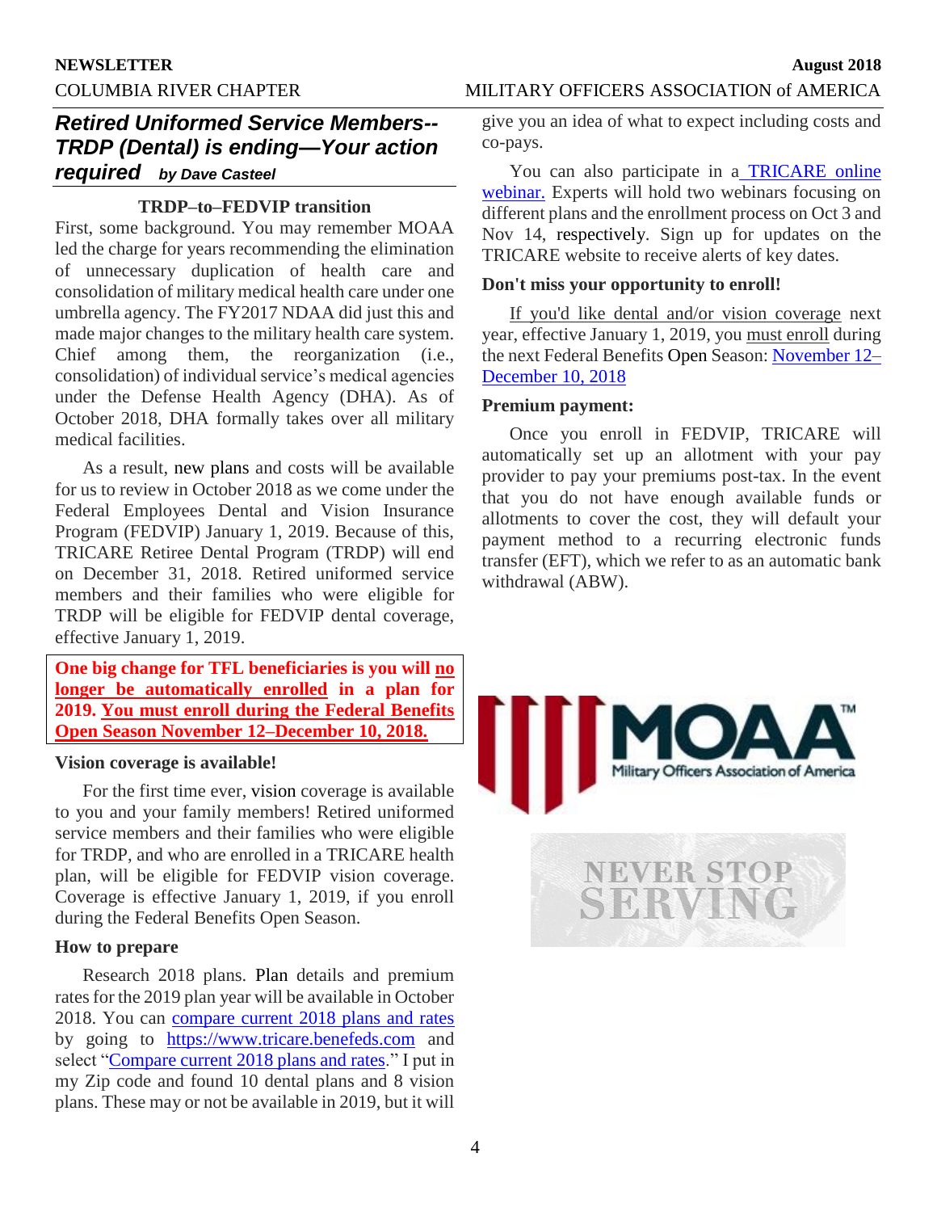## Retired Uniformed Service Members--TRDP (Dental) is ending—Your action required *by Dave Casteel*

### TRDP–to–FEDVIP transition

First, some background. You may remember MOAA led the charge for years recommending the elimination of unnecessary duplication of health care and consolidation of military medical health care under one umbrella agency. The FY2017 NDAA did just this and made major changes to the military health care system. Chief among them, the reorganization (i.e., consolidation) of individual service's medical agencies under the Defense Health Agency (DHA). As of October 2018, DHA formally takes over all military medical facilities.

As a result, new plans and costs will be available for us to review in October 2018 as we come under the Federal Employees Dental and Vision Insurance Program (FEDVIP) January 1, 2019. Because of this, TRICARE Retiree Dental Program (TRDP) will end on December 31, 2018. Retired uniformed service members and their families who were eligible for TRDP will be eligible for FEDVIP dental coverage, effective January 1, 2019.

**One big change for TFL beneficiaries is you will no longer be automatically enrolled in a plan for 2019. You must enroll during the Federal Benefits Open Season November 12–December 10, 2018.**

### Vision coverage is available!

For the first time ever, vision coverage is available to you and your family members! Retired uniformed service members and their families who were eligible for TRDP, and who are enrolled in a TRICARE health plan, will be eligible for FEDVIP vision coverage. Coverage is effective January 1, 2019, if you enroll during the Federal Benefits Open Season.

### How to prepare

Research 2018 plans. Plan details and premium rates for the 2019 plan year will be available in October 2018. You can compare current 2018 plans and rates by going to https://www.tricare.benefeds.com and select "Compare current 2018 plans and rates." I put in my Zip code and found 10 dental plans and 8 vision plans. These may or not be available in 2019, but it will give you an idea of what to expect including costs and co-pays.

You can also participate in a TRICARE online webinar. Experts will hold two webinars focusing on different plans and the enrollment process on Oct 3 and Nov 14, respectively. Sign up for updates on the TRICARE website to receive alerts of key dates.

### Don't miss your opportunity to enroll!

If you'd like dental and/or vision coverage next year, effective January 1, 2019, you must enroll during the next Federal Benefits Open Season: November 12–December 10, 2018

### Premium payment:

Once you enroll in FEDVIP, TRICARE will automatically set up an allotment with your pay provider to pay your premiums post-tax. In the event that you do not have enough available funds or allotments to cover the cost, they will default your payment method to a recurring electronic funds transfer (EFT), which we refer to as an automatic bank withdrawal (ABW).

MOAA™ Military Officers Association of America

NEVER STOP SERVING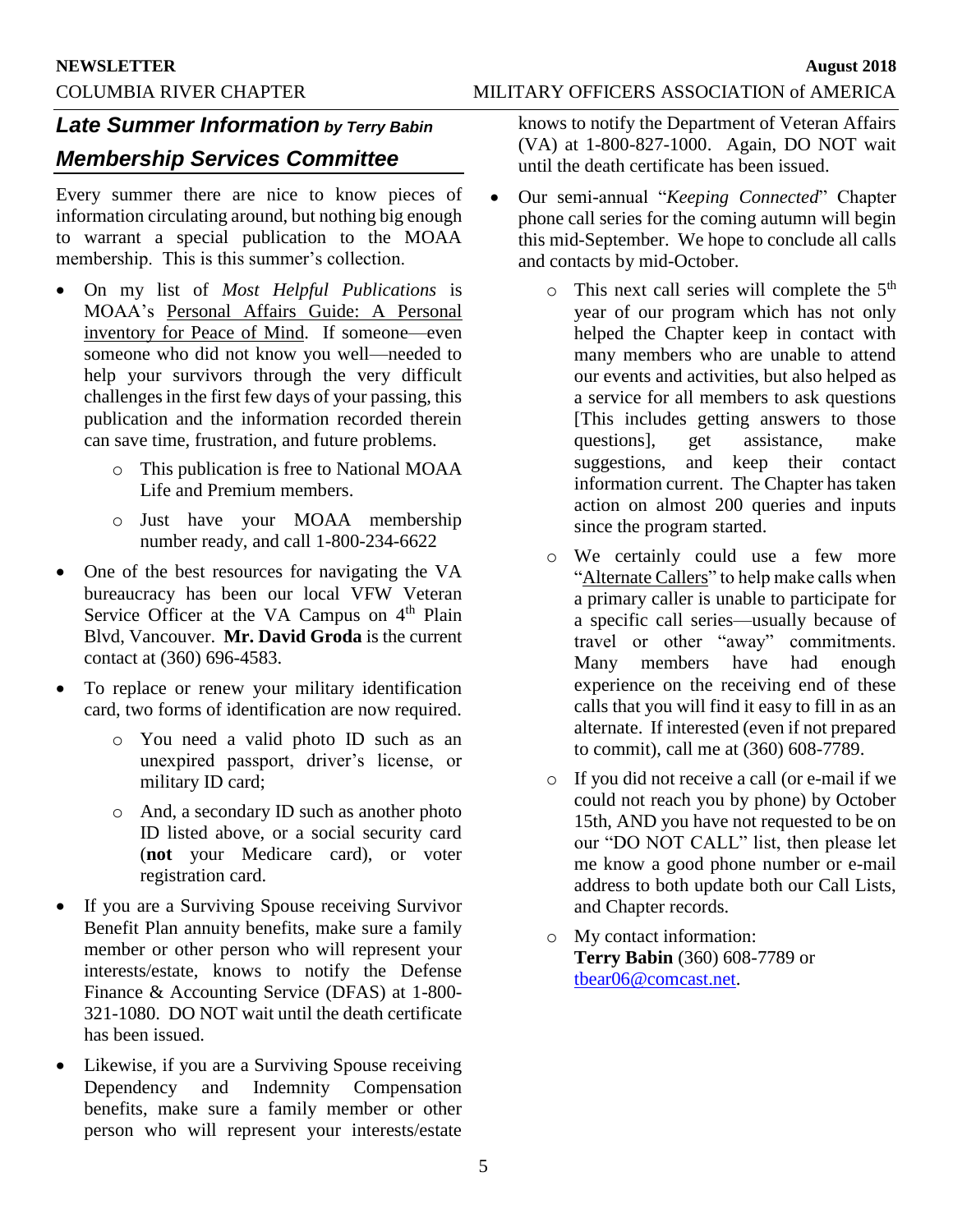## ***Late Summer Information*** *by Terry Babin*

## ***Membership Services Committee***

Every summer there are nice to know pieces of information circulating around, but nothing big enough to warrant a special publication to the MOAA membership. This is this summer's collection.

- On my list of *Most Helpful Publications* is MOAA's Personal Affairs Guide: A Personal inventory for Peace of Mind. If someone—even someone who did not know you well—needed to help your survivors through the very difficult challenges in the first few days of your passing, this publication and the information recorded therein can save time, frustration, and future problems.
    - This publication is free to National MOAA Life and Premium members.
    - Just have your MOAA membership number ready, and call 1-800-234-6622
- One of the best resources for navigating the VA bureaucracy has been our local VFW Veteran Service Officer at the VA Campus on 4th Plain Blvd, Vancouver. **Mr. David Groda** is the current contact at (360) 696-4583.
- To replace or renew your military identification card, two forms of identification are now required.
    - You need a valid photo ID such as an unexpired passport, driver's license, or military ID card;
    - And, a secondary ID such as another photo ID listed above, or a social security card (**not** your Medicare card), or voter registration card.
- If you are a Surviving Spouse receiving Survivor Benefit Plan annuity benefits, make sure a family member or other person who will represent your interests/estate, knows to notify the Defense Finance & Accounting Service (DFAS) at 1-800-321-1080. DO NOT wait until the death certificate has been issued.
- Likewise, if you are a Surviving Spouse receiving Dependency and Indemnity Compensation benefits, make sure a family member or other person who will represent your interests/estate knows to notify the Department of Veteran Affairs (VA) at 1-800-827-1000. Again, DO NOT wait until the death certificate has been issued.
- Our semi-annual "*Keeping Connected*" Chapter phone call series for the coming autumn will begin this mid-September. We hope to conclude all calls and contacts by mid-October.
    - This next call series will complete the 5th year of our program which has not only helped the Chapter keep in contact with many members who are unable to attend our events and activities, but also helped as a service for all members to ask questions [This includes getting answers to those questions], get assistance, make suggestions, and keep their contact information current. The Chapter has taken action on almost 200 queries and inputs since the program started.
    - We certainly could use a few more "Alternate Callers" to help make calls when a primary caller is unable to participate for a specific call series—usually because of travel or other "away" commitments. Many members have had enough experience on the receiving end of these calls that you will find it easy to fill in as an alternate. If interested (even if not prepared to commit), call me at (360) 608-7789.
    - If you did not receive a call (or e-mail if we could not reach you by phone) by October 15th, AND you have not requested to be on our "DO NOT CALL" list, then please let me know a good phone number or e-mail address to both update both our Call Lists, and Chapter records.
    - My contact information:
      **Terry Babin** (360) 608-7789 or tbear06@comcast.net.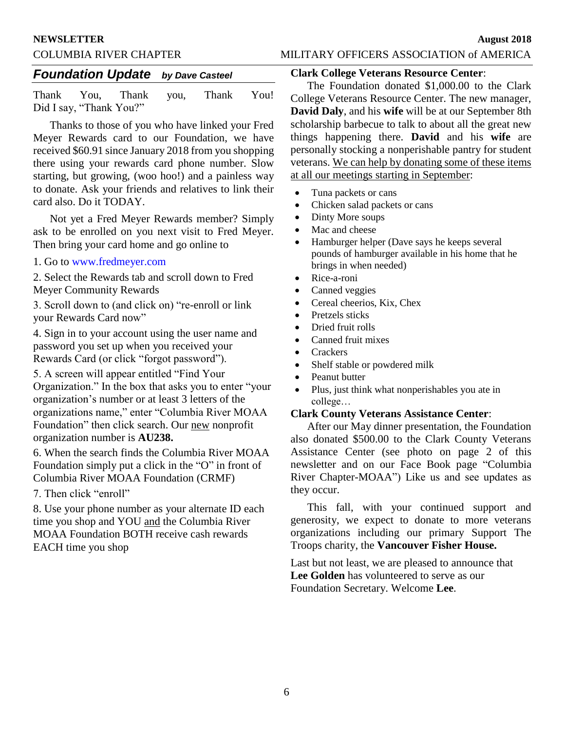## *Foundation Update* *by Dave Casteel*

Thank You, Thank you, Thank You! Did I say, "Thank You?"

Thanks to those of you who have linked your Fred Meyer Rewards card to our Foundation, we have received $60.91 since January 2018 from you shopping there using your rewards card phone number. Slow starting, but growing, (woo hoo!) and a painless way to donate. Ask your friends and relatives to link their card also. Do it TODAY.

Not yet a Fred Meyer Rewards member? Simply ask to be enrolled on you next visit to Fred Meyer. Then bring your card home and go online to

1. Go to www.fredmeyer.com
2. Select the Rewards tab and scroll down to Fred Meyer Community Rewards
3. Scroll down to (and click on) "re-enroll or link your Rewards Card now"
4. Sign in to your account using the user name and password you set up when you received your Rewards Card (or click "forgot password").
5. A screen will appear entitled "Find Your Organization." In the box that asks you to enter "your organization's number or at least 3 letters of the organizations name," enter "Columbia River MOAA Foundation" then click search. Our new nonprofit organization number is **AU238.**
6. When the search finds the Columbia River MOAA Foundation simply put a click in the "O" in front of Columbia River MOAA Foundation (CRMF)
7. Then click "enroll"
8. Use your phone number as your alternate ID each time you shop and YOU and the Columbia River MOAA Foundation BOTH receive cash rewards EACH time you shop

**Clark College Veterans Resource Center**:

The Foundation donated $1,000.00 to the Clark College Veterans Resource Center. The new manager, **David Daly**, and his **wife** will be at our September 8th scholarship barbecue to talk to about all the great new things happening there. **David** and his **wife** are personally stocking a nonperishable pantry for student veterans. We can help by donating some of these items at all our meetings starting in September:

- Tuna packets or cans
- Chicken salad packets or cans
- Dinty More soups
- Mac and cheese
- Hamburger helper (Dave says he keeps several pounds of hamburger available in his home that he brings in when needed)
- Rice-a-roni
- Canned veggies
- Cereal cheerios, Kix, Chex
- Pretzels sticks
- Dried fruit rolls
- Canned fruit mixes
- Crackers
- Shelf stable or powdered milk
- Peanut butter
- Plus, just think what nonperishables you ate in college…

**Clark County Veterans Assistance Center**:

After our May dinner presentation, the Foundation also donated $500.00 to the Clark County Veterans Assistance Center (see photo on page 2 of this newsletter and on our Face Book page "Columbia River Chapter-MOAA") Like us and see updates as they occur.

This fall, with your continued support and generosity, we expect to donate to more veterans organizations including our primary Support The Troops charity, the **Vancouver Fisher House.**

Last but not least, we are pleased to announce that **Lee Golden** has volunteered to serve as our Foundation Secretary. Welcome **Lee**.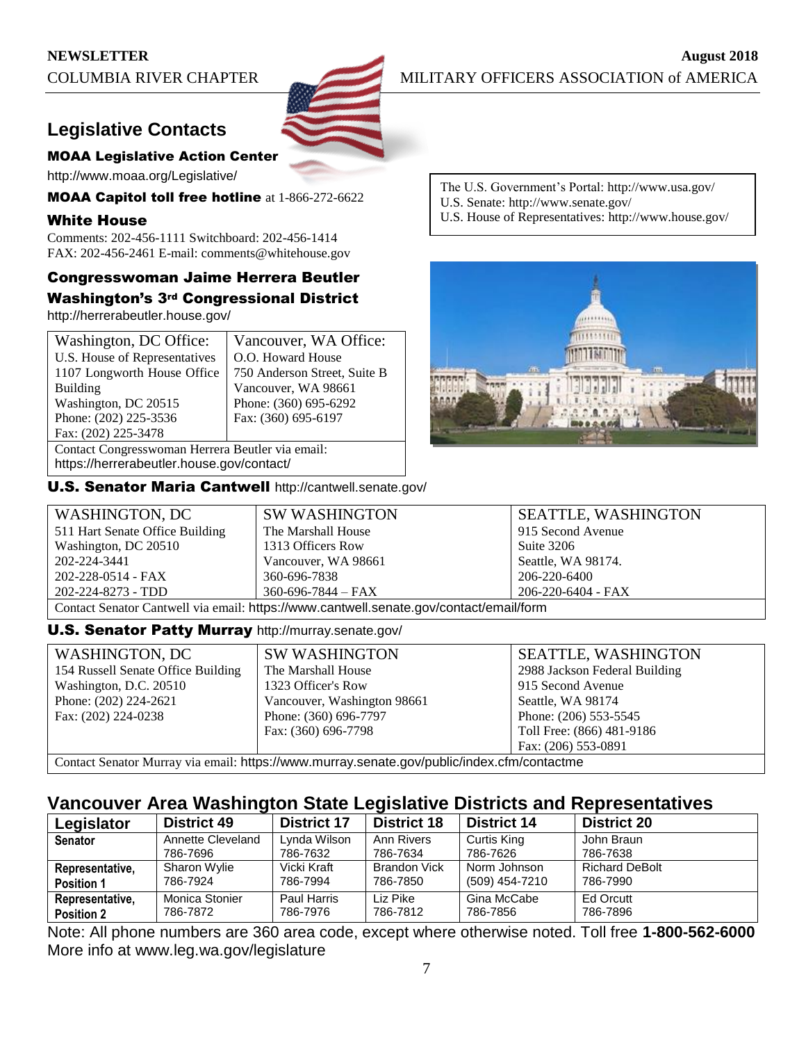## Legislative Contacts

**MOAA Legislative Action Center**

http://www.moaa.org/Legislative/

**MOAA Capitol toll free hotline** at 1-866-272-6622

**White House**

Comments: 202-456-1111 Switchboard: 202-456-1414
FAX: 202-456-2461 E-mail: comments@whitehouse.gov

**Congresswoman Jaime Herrera Beutler**
**Washington's 3rd Congressional District**

http://herrerabeutler.house.gov/

| Washington, DC Office: | Vancouver, WA Office: |
|---|---|
| U.S. House of Representatives<br>1107 Longworth House Office Building<br>Washington, DC 20515<br>Phone: (202) 225-3536<br>Fax: (202) 225-3478 | O.O. Howard House<br>750 Anderson Street, Suite B<br>Vancouver, WA 98661<br>Phone: (360) 695-6292<br>Fax: (360) 695-6197 |
| Contact Congresswoman Herrera Beutler via email: https://herrerabeutler.house.gov/contact/ | |

The U.S. Government's Portal: http://www.usa.gov/
U.S. Senate: http://www.senate.gov/
U.S. House of Representatives: http://www.house.gov/

**U.S. Senator Maria Cantwell** http://cantwell.senate.gov/

| WASHINGTON, DC | SW WASHINGTON | SEATTLE, WASHINGTON |
|---|---|---|
| 511 Hart Senate Office Building<br>Washington, DC 20510<br>202-224-3441<br>202-228-0514 - FAX<br>202-224-8273 - TDD | The Marshall House<br>1313 Officers Row<br>Vancouver, WA 98661<br>360-696-7838<br>360-696-7844 – FAX | 915 Second Avenue<br>Suite 3206<br>Seattle, WA 98174.<br>206-220-6400<br>206-220-6404 - FAX |
| Contact Senator Cantwell via email: https://www.cantwell.senate.gov/contact/email/form | | |

**U.S. Senator Patty Murray** http://murray.senate.gov/

| WASHINGTON, DC | SW WASHINGTON | SEATTLE, WASHINGTON |
|---|---|---|
| 154 Russell Senate Office Building<br>Washington, D.C. 20510<br>Phone: (202) 224-2621<br>Fax: (202) 224-0238 | The Marshall House<br>1323 Officer's Row<br>Vancouver, Washington 98661<br>Phone: (360) 696-7797<br>Fax: (360) 696-7798 | 2988 Jackson Federal Building<br>915 Second Avenue<br>Seattle, WA 98174<br>Phone: (206) 553-5545<br>Toll Free: (866) 481-9186<br>Fax: (206) 553-0891 |
| Contact Senator Murray via email: https://www.murray.senate.gov/public/index.cfm/contactme | | |

## Vancouver Area Washington State Legislative Districts and Representatives

| Legislator | District 49 | District 17 | District 18 | District 14 | District 20 |
|---|---|---|---|---|---|
| **Senator** | Annette Cleveland<br>786-7696 | Lynda Wilson<br>786-7632 | Ann Rivers<br>786-7634 | Curtis King<br>786-7626 | John Braun<br>786-7638 |
| **Representative, Position 1** | Sharon Wylie<br>786-7924 | Vicki Kraft<br>786-7994 | Brandon Vick<br>786-7850 | Norm Johnson<br>(509) 454-7210 | Richard DeBolt<br>786-7990 |
| **Representative, Position 2** | Monica Stonier<br>786-7872 | Paul Harris<br>786-7976 | Liz Pike<br>786-7812 | Gina McCabe<br>786-7856 | Ed Orcutt<br>786-7896 |

Note: All phone numbers are 360 area code, except where otherwise noted. Toll free **1-800-562-6000**
More info at www.leg.wa.gov/legislature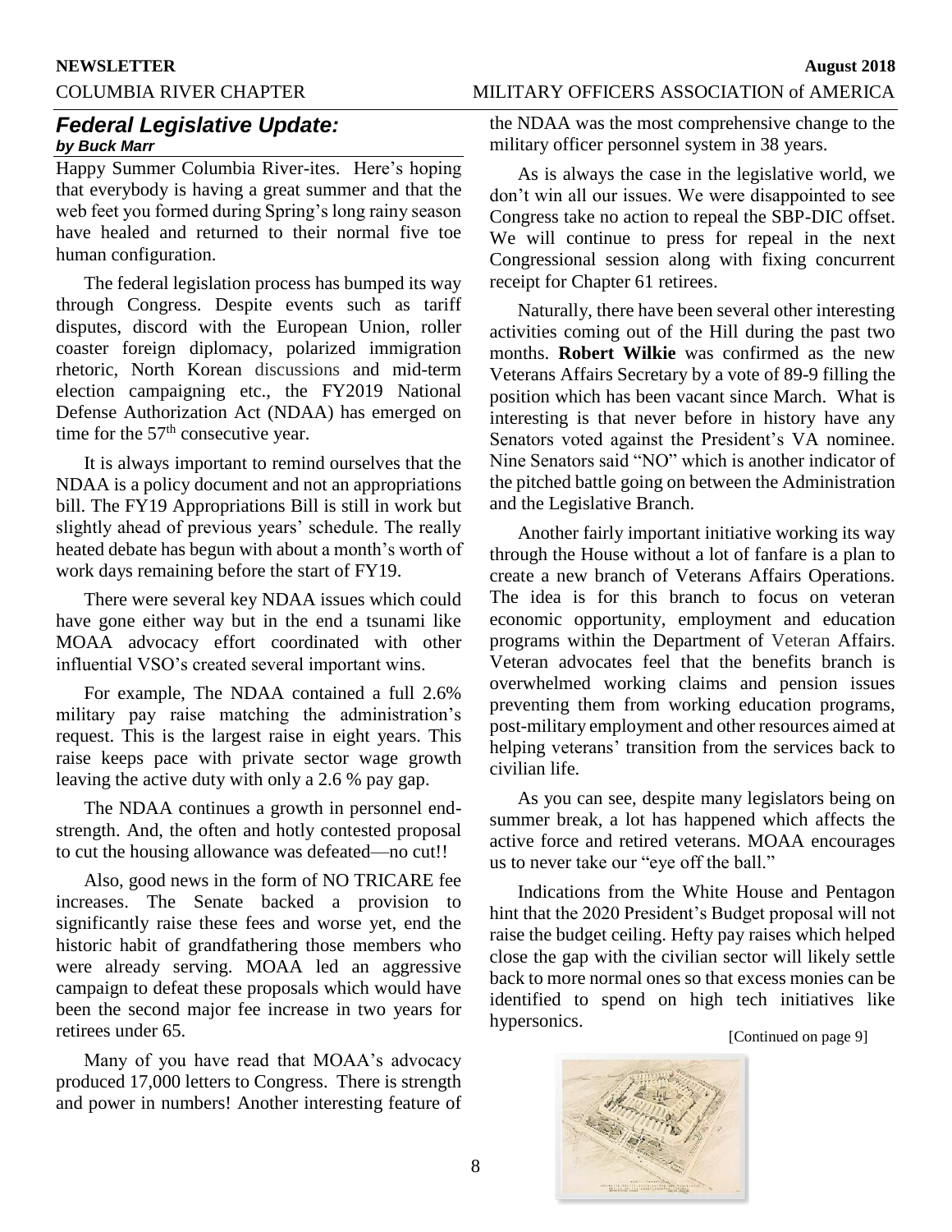## *Federal Legislative Update:*

***by Buck Marr***

Happy Summer Columbia River-ites. Here's hoping that everybody is having a great summer and that the web feet you formed during Spring's long rainy season have healed and returned to their normal five toe human configuration.

The federal legislation process has bumped its way through Congress. Despite events such as tariff disputes, discord with the European Union, roller coaster foreign diplomacy, polarized immigration rhetoric, North Korean discussions and mid-term election campaigning etc., the FY2019 National Defense Authorization Act (NDAA) has emerged on time for the 57th consecutive year.

It is always important to remind ourselves that the NDAA is a policy document and not an appropriations bill. The FY19 Appropriations Bill is still in work but slightly ahead of previous years' schedule. The really heated debate has begun with about a month's worth of work days remaining before the start of FY19.

There were several key NDAA issues which could have gone either way but in the end a tsunami like MOAA advocacy effort coordinated with other influential VSO's created several important wins.

For example, The NDAA contained a full 2.6% military pay raise matching the administration's request. This is the largest raise in eight years. This raise keeps pace with private sector wage growth leaving the active duty with only a 2.6 % pay gap.

The NDAA continues a growth in personnel end-strength. And, the often and hotly contested proposal to cut the housing allowance was defeated—no cut!!

Also, good news in the form of NO TRICARE fee increases. The Senate backed a provision to significantly raise these fees and worse yet, end the historic habit of grandfathering those members who were already serving. MOAA led an aggressive campaign to defeat these proposals which would have been the second major fee increase in two years for retirees under 65.

Many of you have read that MOAA's advocacy produced 17,000 letters to Congress. There is strength and power in numbers! Another interesting feature of the NDAA was the most comprehensive change to the military officer personnel system in 38 years.

As is always the case in the legislative world, we don't win all our issues. We were disappointed to see Congress take no action to repeal the SBP-DIC offset. We will continue to press for repeal in the next Congressional session along with fixing concurrent receipt for Chapter 61 retirees.

Naturally, there have been several other interesting activities coming out of the Hill during the past two months. **Robert Wilkie** was confirmed as the new Veterans Affairs Secretary by a vote of 89-9 filling the position which has been vacant since March. What is interesting is that never before in history have any Senators voted against the President's VA nominee. Nine Senators said "NO" which is another indicator of the pitched battle going on between the Administration and the Legislative Branch.

Another fairly important initiative working its way through the House without a lot of fanfare is a plan to create a new branch of Veterans Affairs Operations. The idea is for this branch to focus on veteran economic opportunity, employment and education programs within the Department of Veteran Affairs. Veteran advocates feel that the benefits branch is overwhelmed working claims and pension issues preventing them from working education programs, post-military employment and other resources aimed at helping veterans' transition from the services back to civilian life.

As you can see, despite many legislators being on summer break, a lot has happened which affects the active force and retired veterans. MOAA encourages us to never take our "eye off the ball."

Indications from the White House and Pentagon hint that the 2020 President's Budget proposal will not raise the budget ceiling. Hefty pay raises which helped close the gap with the civilian sector will likely settle back to more normal ones so that excess monies can be identified to spend on high tech initiatives like hypersonics.

[Continued on page 9]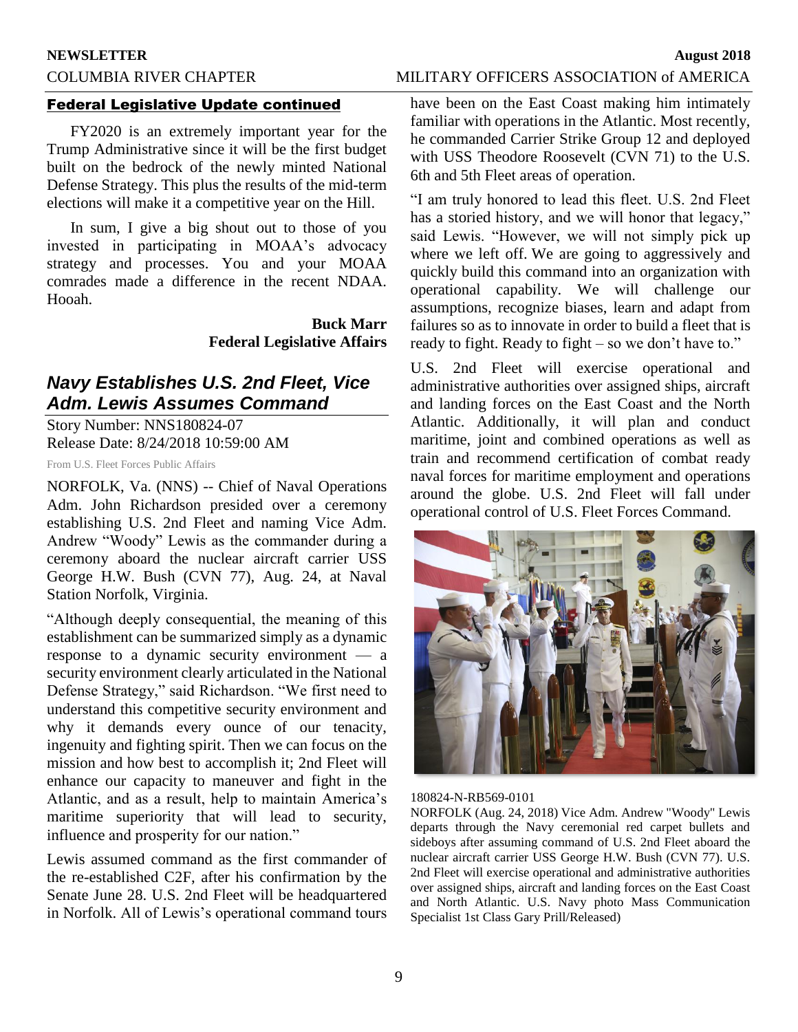## Federal Legislative Update continued

FY2020 is an extremely important year for the Trump Administrative since it will be the first budget built on the bedrock of the newly minted National Defense Strategy. This plus the results of the mid-term elections will make it a competitive year on the Hill.

In sum, I give a big shout out to those of you invested in participating in MOAA's advocacy strategy and processes. You and your MOAA comrades made a difference in the recent NDAA. Hooah.

**Buck Marr**
**Federal Legislative Affairs**

## *Navy Establishes U.S. 2nd Fleet, Vice Adm. Lewis Assumes Command*

Story Number: NNS180824-07
Release Date: 8/24/2018 10:59:00 AM

From U.S. Fleet Forces Public Affairs

NORFOLK, Va. (NNS) -- Chief of Naval Operations Adm. John Richardson presided over a ceremony establishing U.S. 2nd Fleet and naming Vice Adm. Andrew "Woody" Lewis as the commander during a ceremony aboard the nuclear aircraft carrier USS George H.W. Bush (CVN 77), Aug. 24, at Naval Station Norfolk, Virginia.

"Although deeply consequential, the meaning of this establishment can be summarized simply as a dynamic response to a dynamic security environment — a security environment clearly articulated in the National Defense Strategy," said Richardson. "We first need to understand this competitive security environment and why it demands every ounce of our tenacity, ingenuity and fighting spirit. Then we can focus on the mission and how best to accomplish it; 2nd Fleet will enhance our capacity to maneuver and fight in the Atlantic, and as a result, help to maintain America's maritime superiority that will lead to security, influence and prosperity for our nation."

Lewis assumed command as the first commander of the re-established C2F, after his confirmation by the Senate June 28. U.S. 2nd Fleet will be headquartered in Norfolk. All of Lewis's operational command tours have been on the East Coast making him intimately familiar with operations in the Atlantic. Most recently, he commanded Carrier Strike Group 12 and deployed with USS Theodore Roosevelt (CVN 71) to the U.S. 6th and 5th Fleet areas of operation.

"I am truly honored to lead this fleet. U.S. 2nd Fleet has a storied history, and we will honor that legacy," said Lewis. "However, we will not simply pick up where we left off. We are going to aggressively and quickly build this command into an organization with operational capability. We will challenge our assumptions, recognize biases, learn and adapt from failures so as to innovate in order to build a fleet that is ready to fight. Ready to fight – so we don't have to."

U.S. 2nd Fleet will exercise operational and administrative authorities over assigned ships, aircraft and landing forces on the East Coast and the North Atlantic. Additionally, it will plan and conduct maritime, joint and combined operations as well as train and recommend certification of combat ready naval forces for maritime employment and operations around the globe. U.S. 2nd Fleet will fall under operational control of U.S. Fleet Forces Command.

180824-N-RB569-0101
NORFOLK (Aug. 24, 2018) Vice Adm. Andrew "Woody" Lewis departs through the Navy ceremonial red carpet bullets and sideboys after assuming command of U.S. 2nd Fleet aboard the nuclear aircraft carrier USS George H.W. Bush (CVN 77). U.S. 2nd Fleet will exercise operational and administrative authorities over assigned ships, aircraft and landing forces on the East Coast and North Atlantic. U.S. Navy photo Mass Communication Specialist 1st Class Gary Prill/Released)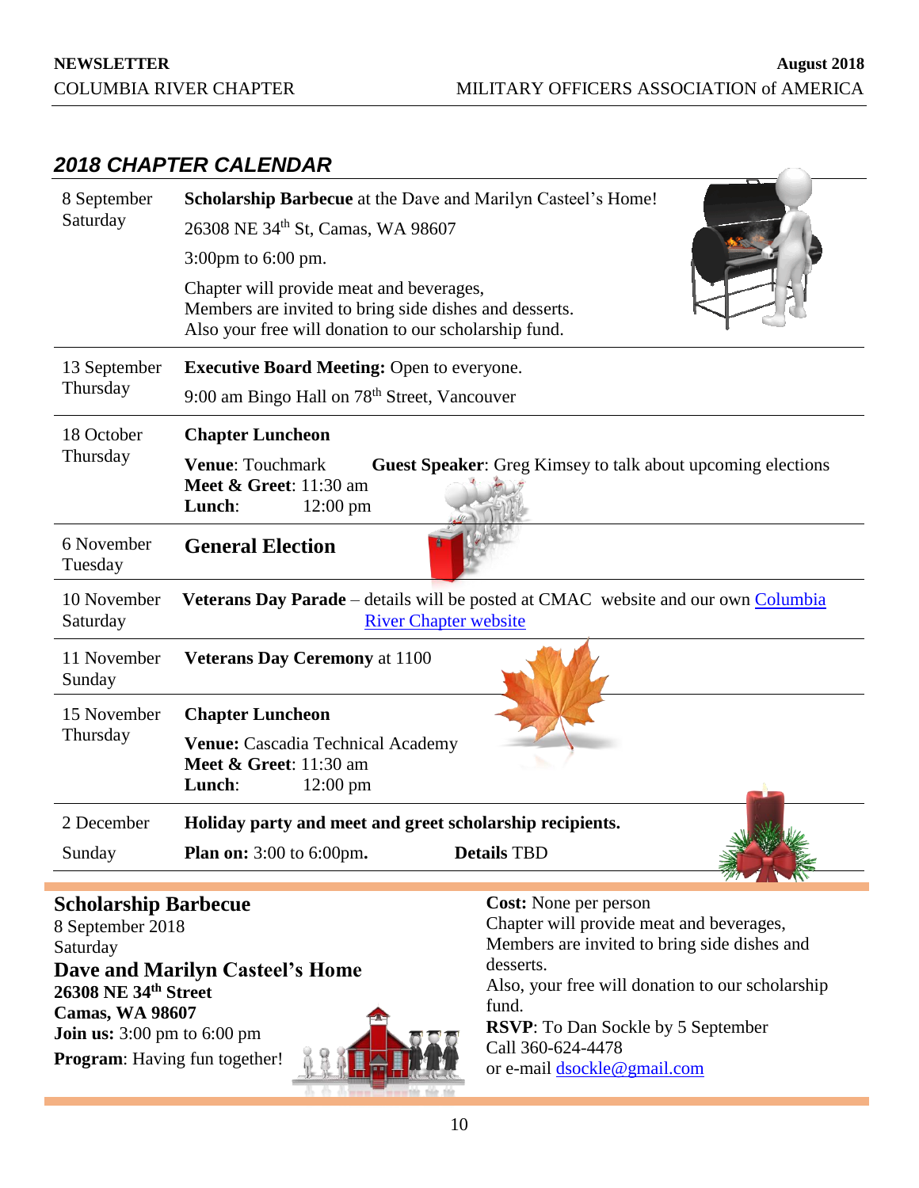## *2018 CHAPTER CALENDAR*

| Date | Event |
|---|---|
| 8 September Saturday | **Scholarship Barbecue** at the Dave and Marilyn Casteel's Home!<br>26308 NE 34th St, Camas, WA 98607<br>3:00pm to 6:00 pm.<br>Chapter will provide meat and beverages,<br>Members are invited to bring side dishes and desserts.<br>Also your free will donation to our scholarship fund. |
| 13 September Thursday | **Executive Board Meeting:** Open to everyone.<br>9:00 am Bingo Hall on 78th Street, Vancouver |
| 18 October Thursday | **Chapter Luncheon**<br>**Venue**: Touchmark **Guest Speaker**: Greg Kimsey to talk about upcoming elections<br>**Meet & Greet**: 11:30 am<br>**Lunch**: 12:00 pm |
| 6 November Tuesday | **General Election** |
| 10 November Saturday | **Veterans Day Parade** – details will be posted at CMAC website and our own Columbia River Chapter website |
| 11 November Sunday | **Veterans Day Ceremony** at 1100 |
| 15 November Thursday | **Chapter Luncheon**<br>**Venue:** Cascadia Technical Academy<br>**Meet & Greet**: 11:30 am<br>**Lunch**: 12:00 pm |
| 2 December Sunday | **Holiday party and meet and greet scholarship recipients.**<br>**Plan on:** 3:00 to 6:00pm. **Details** TBD |

## Scholarship Barbecue

8 September 2018
Saturday

**Dave and Marilyn Casteel's Home**
**26308 NE 34th Street**
**Camas, WA 98607**
**Join us:** 3:00 pm to 6:00 pm
**Program**: Having fun together!

**Cost:** None per person
Chapter will provide meat and beverages,
Members are invited to bring side dishes and desserts.
Also, your free will donation to our scholarship fund.
**RSVP**: To Dan Sockle by 5 September
Call 360-624-4478
or e-mail dsockle@gmail.com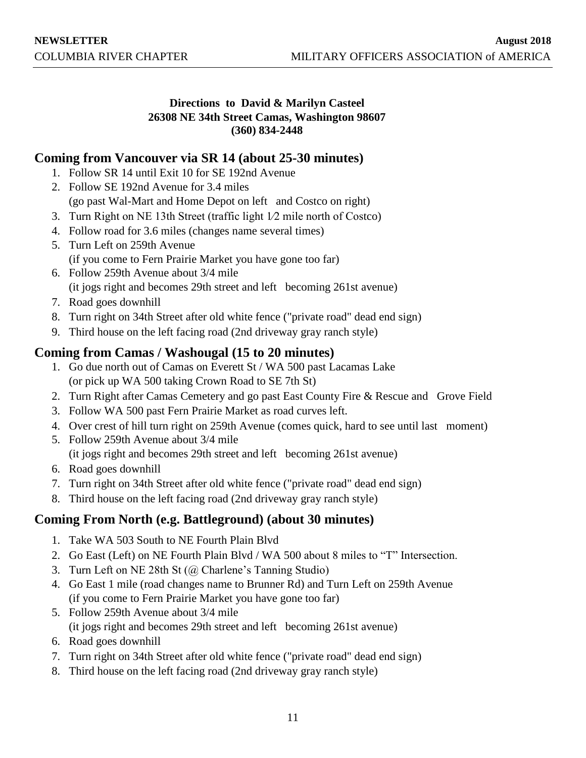**Directions to David & Marilyn Casteel**
**26308 NE 34th Street Camas, Washington 98607**
**(360) 834-2448**

## Coming from Vancouver via SR 14 (about 25-30 minutes)

1. Follow SR 14 until Exit 10 for SE 192nd Avenue
2. Follow SE 192nd Avenue for 3.4 miles
   (go past Wal-Mart and Home Depot on left and Costco on right)
3. Turn Right on NE 13th Street (traffic light 1⁄2 mile north of Costco)
4. Follow road for 3.6 miles (changes name several times)
5. Turn Left on 259th Avenue
   (if you come to Fern Prairie Market you have gone too far)
6. Follow 259th Avenue about 3/4 mile
   (it jogs right and becomes 29th street and left becoming 261st avenue)
7. Road goes downhill
8. Turn right on 34th Street after old white fence ("private road" dead end sign)
9. Third house on the left facing road (2nd driveway gray ranch style)

## Coming from Camas / Washougal (15 to 20 minutes)

1. Go due north out of Camas on Everett St / WA 500 past Lacamas Lake
   (or pick up WA 500 taking Crown Road to SE 7th St)
2. Turn Right after Camas Cemetery and go past East County Fire & Rescue and Grove Field
3. Follow WA 500 past Fern Prairie Market as road curves left.
4. Over crest of hill turn right on 259th Avenue (comes quick, hard to see until last moment)
5. Follow 259th Avenue about 3/4 mile
   (it jogs right and becomes 29th street and left becoming 261st avenue)
6. Road goes downhill
7. Turn right on 34th Street after old white fence ("private road" dead end sign)
8. Third house on the left facing road (2nd driveway gray ranch style)

## Coming From North (e.g. Battleground) (about 30 minutes)

1. Take WA 503 South to NE Fourth Plain Blvd
2. Go East (Left) on NE Fourth Plain Blvd / WA 500 about 8 miles to "T" Intersection.
3. Turn Left on NE 28th St (@ Charlene's Tanning Studio)
4. Go East 1 mile (road changes name to Brunner Rd) and Turn Left on 259th Avenue
   (if you come to Fern Prairie Market you have gone too far)
5. Follow 259th Avenue about 3/4 mile
   (it jogs right and becomes 29th street and left becoming 261st avenue)
6. Road goes downhill
7. Turn right on 34th Street after old white fence ("private road" dead end sign)
8. Third house on the left facing road (2nd driveway gray ranch style)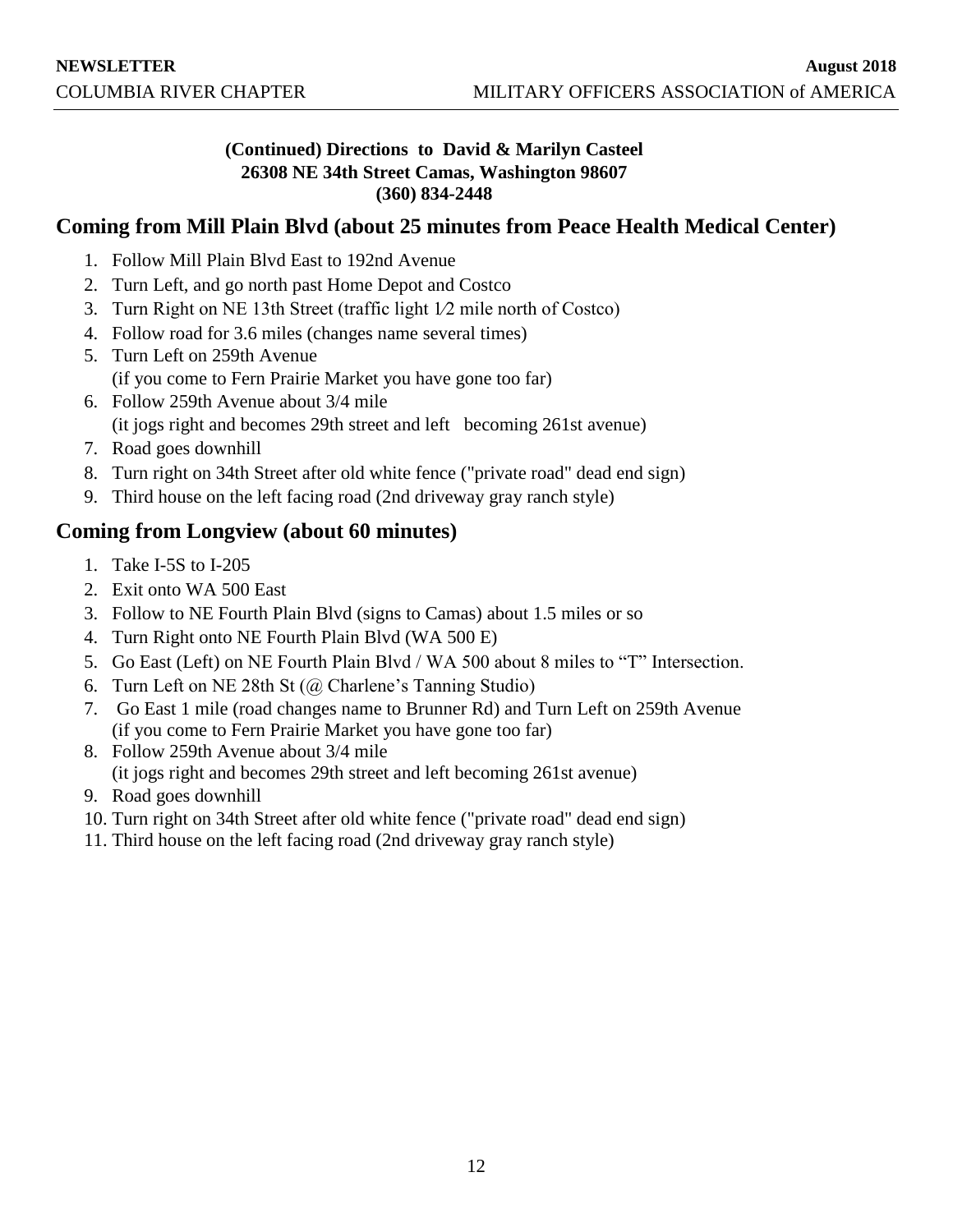**(Continued) Directions to David & Marilyn Casteel**
**26308 NE 34th Street Camas, Washington 98607**
**(360) 834-2448**

## Coming from Mill Plain Blvd (about 25 minutes from Peace Health Medical Center)

1. Follow Mill Plain Blvd East to 192nd Avenue
2. Turn Left, and go north past Home Depot and Costco
3. Turn Right on NE 13th Street (traffic light 1⁄2 mile north of Costco)
4. Follow road for 3.6 miles (changes name several times)
5. Turn Left on 259th Avenue
   (if you come to Fern Prairie Market you have gone too far)
6. Follow 259th Avenue about 3/4 mile
   (it jogs right and becomes 29th street and left becoming 261st avenue)
7. Road goes downhill
8. Turn right on 34th Street after old white fence ("private road" dead end sign)
9. Third house on the left facing road (2nd driveway gray ranch style)

## Coming from Longview (about 60 minutes)

1. Take I-5S to I-205
2. Exit onto WA 500 East
3. Follow to NE Fourth Plain Blvd (signs to Camas) about 1.5 miles or so
4. Turn Right onto NE Fourth Plain Blvd (WA 500 E)
5. Go East (Left) on NE Fourth Plain Blvd / WA 500 about 8 miles to "T" Intersection.
6. Turn Left on NE 28th St (@ Charlene's Tanning Studio)
7. Go East 1 mile (road changes name to Brunner Rd) and Turn Left on 259th Avenue
   (if you come to Fern Prairie Market you have gone too far)
8. Follow 259th Avenue about 3/4 mile
   (it jogs right and becomes 29th street and left becoming 261st avenue)
9. Road goes downhill
10. Turn right on 34th Street after old white fence ("private road" dead end sign)
11. Third house on the left facing road (2nd driveway gray ranch style)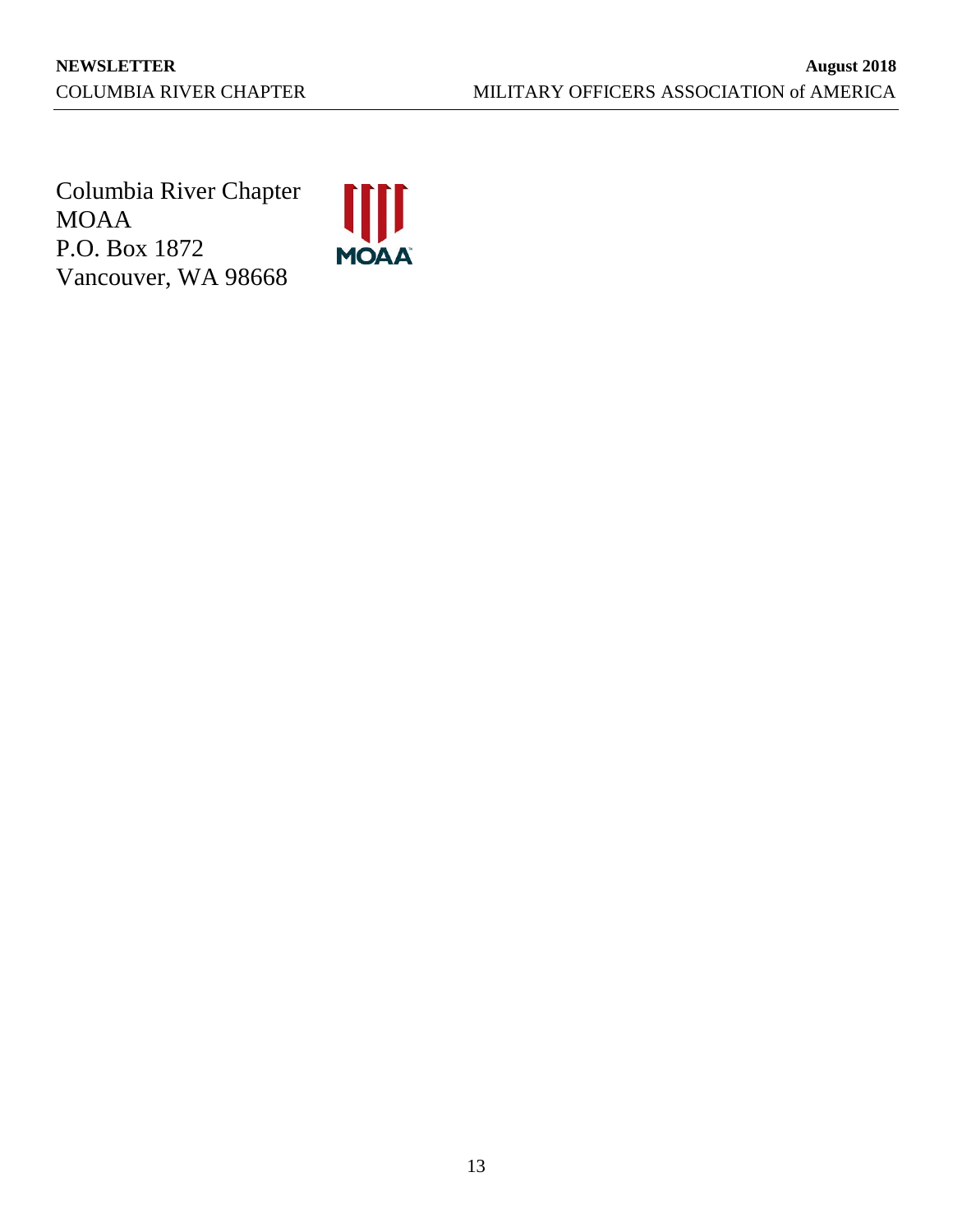Columbia River Chapter
MOAA
P.O. Box 1872
Vancouver, WA 98668